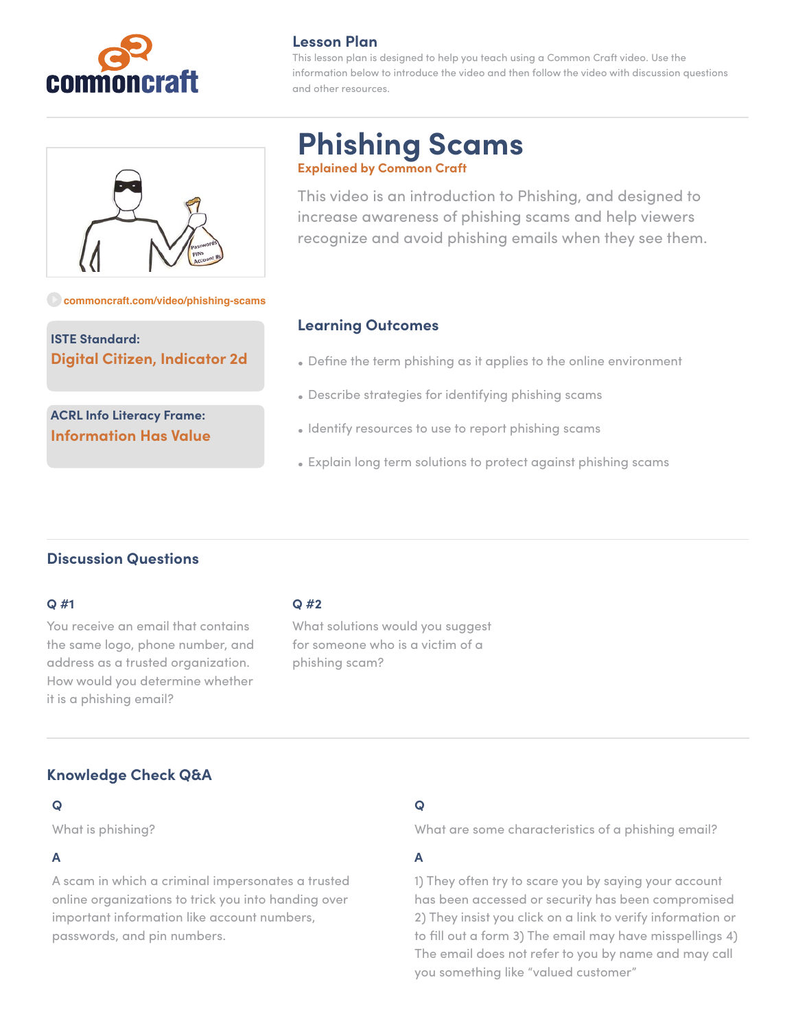commoncraft

## Lesson Plan

This lesson plan is designed to help you teach using a Common Craft video. Use the information below to introduce the video and then follow the video with discussion questions and other resources.

# Phishing Scams

**Explained by Common Craft**

This video is an introduction to Phishing, and designed to increase awareness of phishing scams and help viewers recognize and avoid phishing emails when they see them.

commoncraft.com/video/phishing-scams

**ISTE Standard:**
**Digital Citizen, Indicator 2d**

**ACRL Info Literacy Frame:**
**Information Has Value**

## Learning Outcomes

- Define the term phishing as it applies to the online environment
- Describe strategies for identifying phishing scams
- Identify resources to use to report phishing scams
- Explain long term solutions to protect against phishing scams

## Discussion Questions

**Q #1**

You receive an email that contains the same logo, phone number, and address as a trusted organization. How would you determine whether it is a phishing email?

**Q #2**

What solutions would you suggest for someone who is a victim of a phishing scam?

## Knowledge Check Q&A

**Q**

What is phishing?

**A**

A scam in which a criminal impersonates a trusted online organizations to trick you into handing over important information like account numbers, passwords, and pin numbers.

**Q**

What are some characteristics of a phishing email?

**A**

1) They often try to scare you by saying your account has been accessed or security has been compromised 2) They insist you click on a link to verify information or to fill out a form 3) The email may have misspellings 4) The email does not refer to you by name and may call you something like "valued customer"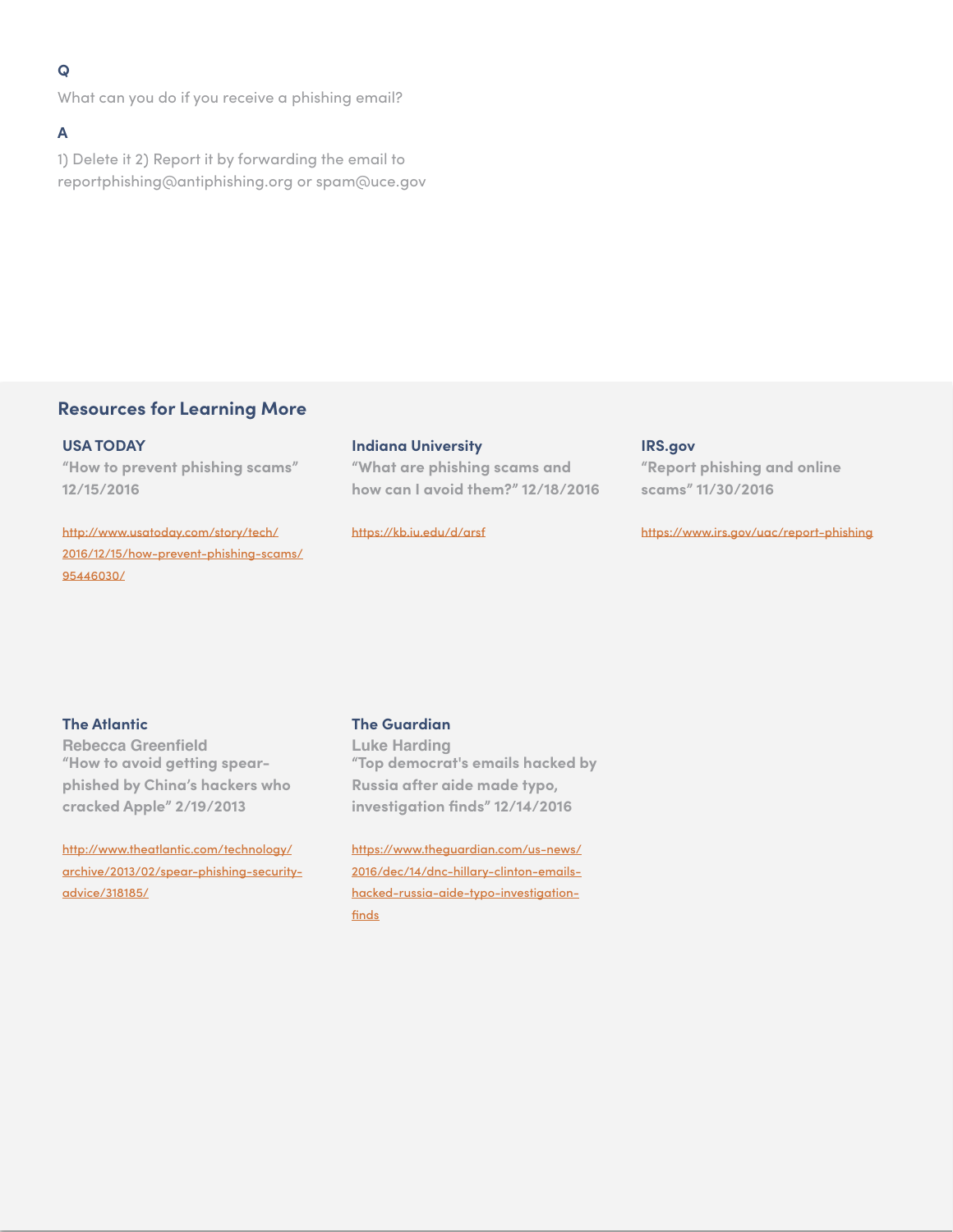**Q**

What can you do if you receive a phishing email?

**A**

1) Delete it 2) Report it by forwarding the email to reportphishing@antiphishing.org or spam@uce.gov

## Resources for Learning More

**USA TODAY**
**"How to prevent phishing scams" 12/15/2016**

http://www.usatoday.com/story/tech/2016/12/15/how-prevent-phishing-scams/95446030/

**Indiana University**
**"What are phishing scams and how can I avoid them?" 12/18/2016**

https://kb.iu.edu/d/arsf

**IRS.gov**
**"Report phishing and online scams" 11/30/2016**

https://www.irs.gov/uac/report-phishing

**The Atlantic**
**Rebecca Greenfield**
**"How to avoid getting spear-phished by China's hackers who cracked Apple" 2/19/2013**

http://www.theatlantic.com/technology/archive/2013/02/spear-phishing-security-advice/318185/

**The Guardian**
**Luke Harding**
**"Top democrat's emails hacked by Russia after aide made typo, investigation finds" 12/14/2016**

https://www.theguardian.com/us-news/2016/dec/14/dnc-hillary-clinton-emails-hacked-russia-aide-typo-investigation-finds